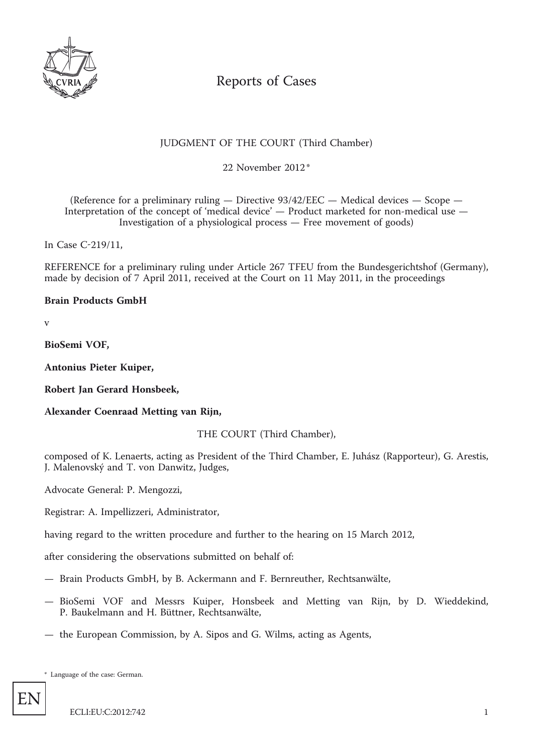# Reports of Cases

JUDGMENT OF THE COURT (Third Chamber)

22 November 2012 *

(Reference for a preliminary ruling — Directive 93/42/EEC — Medical devices — Scope — Interpretation of the concept of 'medical device' — Product marketed for non-medical use — Investigation of a physiological process — Free movement of goods)

In Case C-219/11,

REFERENCE for a preliminary ruling under Article 267 TFEU from the Bundesgerichtshof (Germany), made by decision of 7 April 2011, received at the Court on 11 May 2011, in the proceedings

**Brain Products GmbH**

v

**BioSemi VOF,**

**Antonius Pieter Kuiper,**

**Robert Jan Gerard Honsbeek,**

**Alexander Coenraad Metting van Rijn,**

THE COURT (Third Chamber),

composed of K. Lenaerts, acting as President of the Third Chamber, E. Juhász (Rapporteur), G. Arestis, J. Malenovský and T. von Danwitz, Judges,

Advocate General: P. Mengozzi,

Registrar: A. Impellizzeri, Administrator,

having regard to the written procedure and further to the hearing on 15 March 2012,

after considering the observations submitted on behalf of:

— Brain Products GmbH, by B. Ackermann and F. Bernreuther, Rechtsanwälte,

— BioSemi VOF and Messrs Kuiper, Honsbeek and Metting van Rijn, by D. Wieddekind, P. Baukelmann and H. Büttner, Rechtsanwälte,

— the European Commission, by A. Sipos and G. Wilms, acting as Agents,

\* Language of the case: German.

EN

ECLI:EU:C:2012:742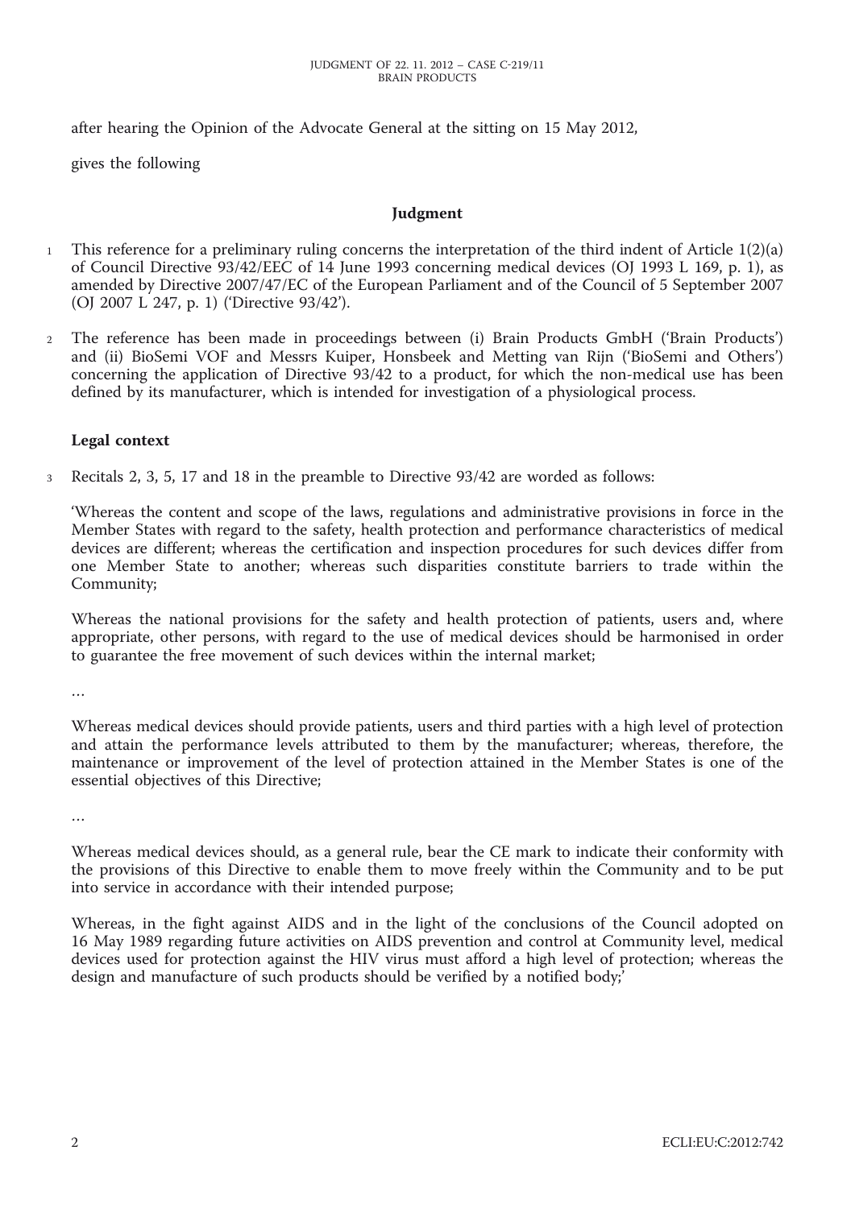after hearing the Opinion of the Advocate General at the sitting on 15 May 2012,

gives the following

## Judgment

1. This reference for a preliminary ruling concerns the interpretation of the third indent of Article 1(2)(a) of Council Directive 93/42/EEC of 14 June 1993 concerning medical devices (OJ 1993 L 169, p. 1), as amended by Directive 2007/47/EC of the European Parliament and of the Council of 5 September 2007 (OJ 2007 L 247, p. 1) ('Directive 93/42').

2. The reference has been made in proceedings between (i) Brain Products GmbH ('Brain Products') and (ii) BioSemi VOF and Messrs Kuiper, Honsbeek and Metting van Rijn ('BioSemi and Others') concerning the application of Directive 93/42 to a product, for which the non-medical use has been defined by its manufacturer, which is intended for investigation of a physiological process.

### Legal context

3. Recitals 2, 3, 5, 17 and 18 in the preamble to Directive 93/42 are worded as follows:

'Whereas the content and scope of the laws, regulations and administrative provisions in force in the Member States with regard to the safety, health protection and performance characteristics of medical devices are different; whereas the certification and inspection procedures for such devices differ from one Member State to another; whereas such disparities constitute barriers to trade within the Community;

Whereas the national provisions for the safety and health protection of patients, users and, where appropriate, other persons, with regard to the use of medical devices should be harmonised in order to guarantee the free movement of such devices within the internal market;

…

Whereas medical devices should provide patients, users and third parties with a high level of protection and attain the performance levels attributed to them by the manufacturer; whereas, therefore, the maintenance or improvement of the level of protection attained in the Member States is one of the essential objectives of this Directive;

…

Whereas medical devices should, as a general rule, bear the CE mark to indicate their conformity with the provisions of this Directive to enable them to move freely within the Community and to be put into service in accordance with their intended purpose;

Whereas, in the fight against AIDS and in the light of the conclusions of the Council adopted on 16 May 1989 regarding future activities on AIDS prevention and control at Community level, medical devices used for protection against the HIV virus must afford a high level of protection; whereas the design and manufacture of such products should be verified by a notified body;'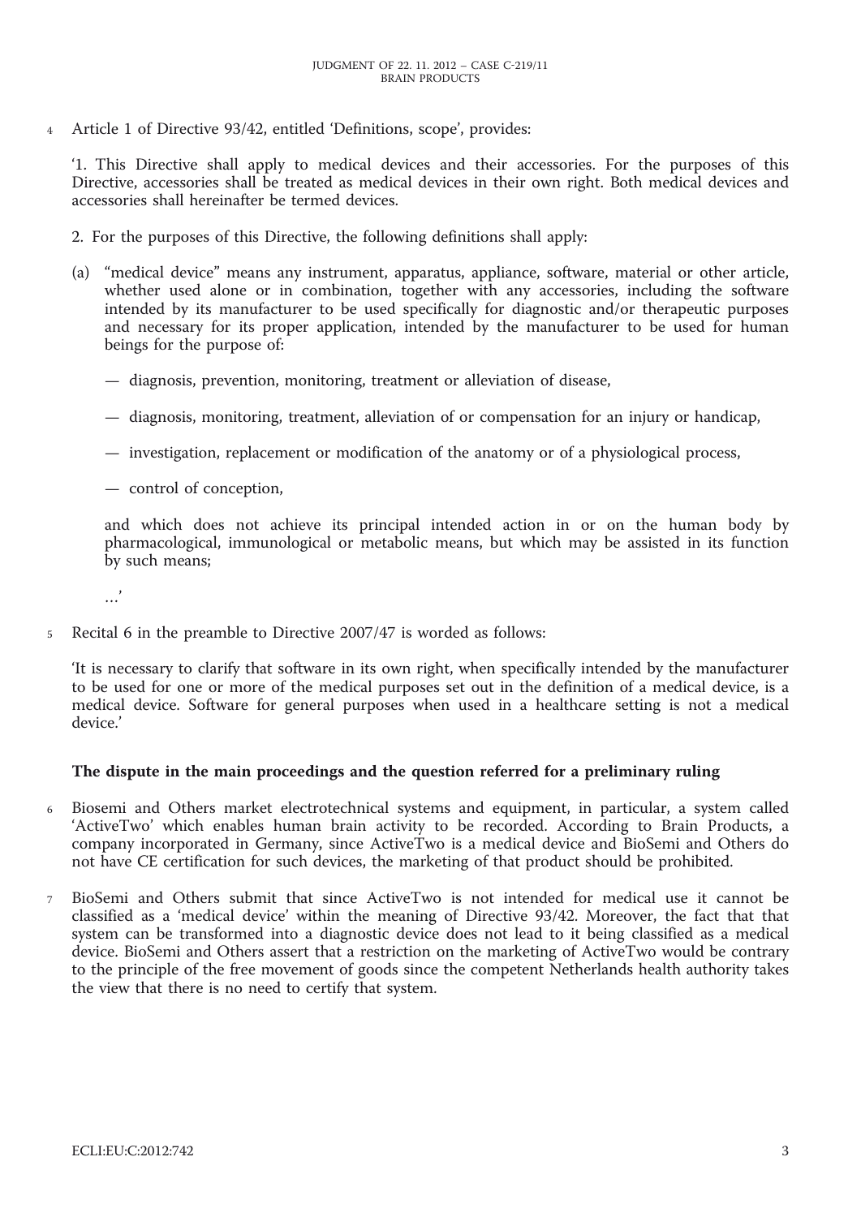4 Article 1 of Directive 93/42, entitled 'Definitions, scope', provides:

'1. This Directive shall apply to medical devices and their accessories. For the purposes of this Directive, accessories shall be treated as medical devices in their own right. Both medical devices and accessories shall hereinafter be termed devices.

2. For the purposes of this Directive, the following definitions shall apply:

(a) "medical device" means any instrument, apparatus, appliance, software, material or other article, whether used alone or in combination, together with any accessories, including the software intended by its manufacturer to be used specifically for diagnostic and/or therapeutic purposes and necessary for its proper application, intended by the manufacturer to be used for human beings for the purpose of:

— diagnosis, prevention, monitoring, treatment or alleviation of disease,

— diagnosis, monitoring, treatment, alleviation of or compensation for an injury or handicap,

— investigation, replacement or modification of the anatomy or of a physiological process,

— control of conception,

and which does not achieve its principal intended action in or on the human body by pharmacological, immunological or metabolic means, but which may be assisted in its function by such means;

…'

5 Recital 6 in the preamble to Directive 2007/47 is worded as follows:

'It is necessary to clarify that software in its own right, when specifically intended by the manufacturer to be used for one or more of the medical purposes set out in the definition of a medical device, is a medical device. Software for general purposes when used in a healthcare setting is not a medical device.'

## The dispute in the main proceedings and the question referred for a preliminary ruling

6 Biosemi and Others market electrotechnical systems and equipment, in particular, a system called 'ActiveTwo' which enables human brain activity to be recorded. According to Brain Products, a company incorporated in Germany, since ActiveTwo is a medical device and BioSemi and Others do not have CE certification for such devices, the marketing of that product should be prohibited.

7 BioSemi and Others submit that since ActiveTwo is not intended for medical use it cannot be classified as a 'medical device' within the meaning of Directive 93/42. Moreover, the fact that that system can be transformed into a diagnostic device does not lead to it being classified as a medical device. BioSemi and Others assert that a restriction on the marketing of ActiveTwo would be contrary to the principle of the free movement of goods since the competent Netherlands health authority takes the view that there is no need to certify that system.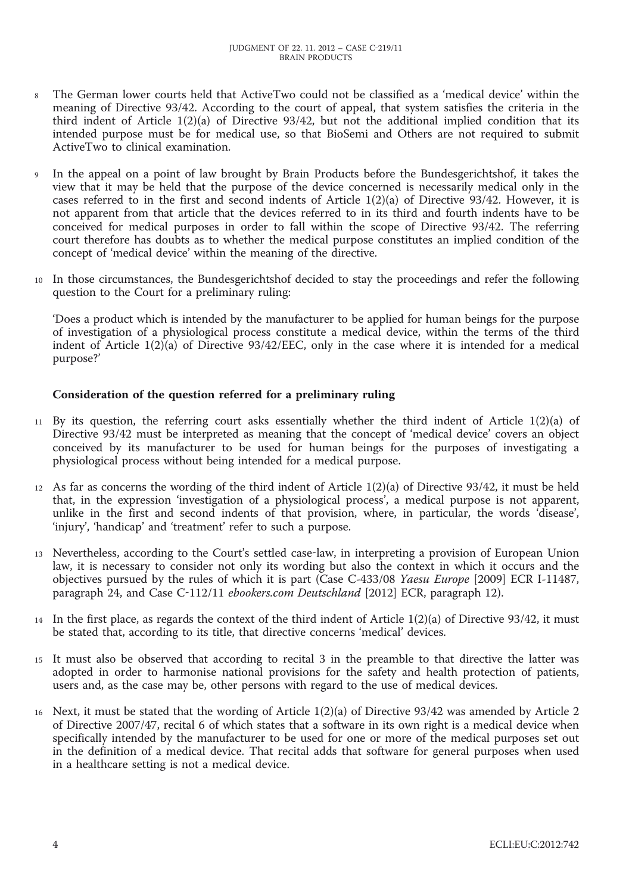8 The German lower courts held that ActiveTwo could not be classified as a 'medical device' within the meaning of Directive 93/42. According to the court of appeal, that system satisfies the criteria in the third indent of Article 1(2)(a) of Directive 93/42, but not the additional implied condition that its intended purpose must be for medical use, so that BioSemi and Others are not required to submit ActiveTwo to clinical examination.

9 In the appeal on a point of law brought by Brain Products before the Bundesgerichtshof, it takes the view that it may be held that the purpose of the device concerned is necessarily medical only in the cases referred to in the first and second indents of Article 1(2)(a) of Directive 93/42. However, it is not apparent from that article that the devices referred to in its third and fourth indents have to be conceived for medical purposes in order to fall within the scope of Directive 93/42. The referring court therefore has doubts as to whether the medical purpose constitutes an implied condition of the concept of 'medical device' within the meaning of the directive.

10 In those circumstances, the Bundesgerichtshof decided to stay the proceedings and refer the following question to the Court for a preliminary ruling:

'Does a product which is intended by the manufacturer to be applied for human beings for the purpose of investigation of a physiological process constitute a medical device, within the terms of the third indent of Article 1(2)(a) of Directive 93/42/EEC, only in the case where it is intended for a medical purpose?'

## Consideration of the question referred for a preliminary ruling

11 By its question, the referring court asks essentially whether the third indent of Article 1(2)(a) of Directive 93/42 must be interpreted as meaning that the concept of 'medical device' covers an object conceived by its manufacturer to be used for human beings for the purposes of investigating a physiological process without being intended for a medical purpose.

12 As far as concerns the wording of the third indent of Article 1(2)(a) of Directive 93/42, it must be held that, in the expression 'investigation of a physiological process', a medical purpose is not apparent, unlike in the first and second indents of that provision, where, in particular, the words 'disease', 'injury', 'handicap' and 'treatment' refer to such a purpose.

13 Nevertheless, according to the Court's settled case-law, in interpreting a provision of European Union law, it is necessary to consider not only its wording but also the context in which it occurs and the objectives pursued by the rules of which it is part (Case C-433/08 *Yaesu Europe* [2009] ECR I-11487, paragraph 24, and Case C-112/11 *ebookers.com Deutschland* [2012] ECR, paragraph 12).

14 In the first place, as regards the context of the third indent of Article 1(2)(a) of Directive 93/42, it must be stated that, according to its title, that directive concerns 'medical' devices.

15 It must also be observed that according to recital 3 in the preamble to that directive the latter was adopted in order to harmonise national provisions for the safety and health protection of patients, users and, as the case may be, other persons with regard to the use of medical devices.

16 Next, it must be stated that the wording of Article 1(2)(a) of Directive 93/42 was amended by Article 2 of Directive 2007/47, recital 6 of which states that a software in its own right is a medical device when specifically intended by the manufacturer to be used for one or more of the medical purposes set out in the definition of a medical device. That recital adds that software for general purposes when used in a healthcare setting is not a medical device.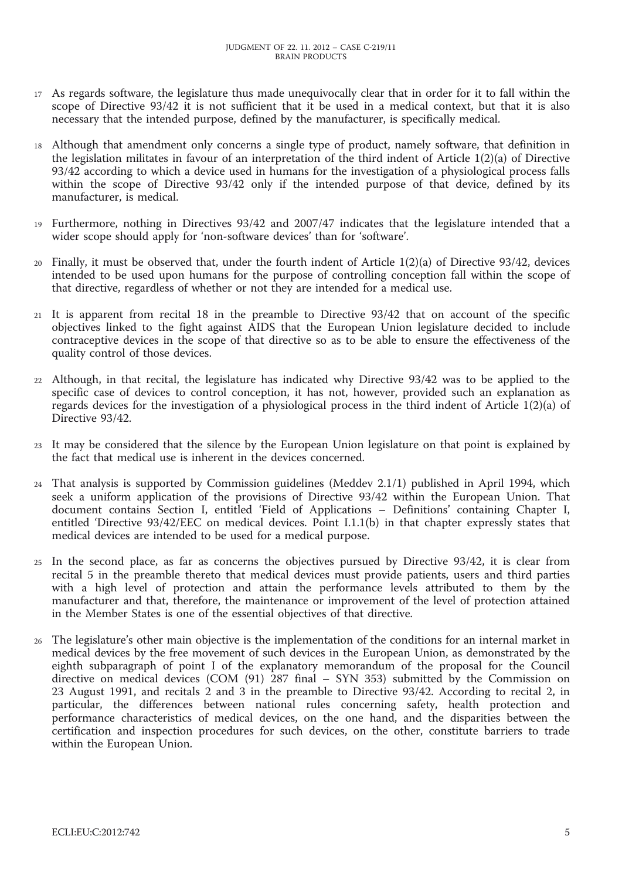17 As regards software, the legislature thus made unequivocally clear that in order for it to fall within the scope of Directive 93/42 it is not sufficient that it be used in a medical context, but that it is also necessary that the intended purpose, defined by the manufacturer, is specifically medical.

18 Although that amendment only concerns a single type of product, namely software, that definition in the legislation militates in favour of an interpretation of the third indent of Article 1(2)(a) of Directive 93/42 according to which a device used in humans for the investigation of a physiological process falls within the scope of Directive 93/42 only if the intended purpose of that device, defined by its manufacturer, is medical.

19 Furthermore, nothing in Directives 93/42 and 2007/47 indicates that the legislature intended that a wider scope should apply for 'non-software devices' than for 'software'.

20 Finally, it must be observed that, under the fourth indent of Article 1(2)(a) of Directive 93/42, devices intended to be used upon humans for the purpose of controlling conception fall within the scope of that directive, regardless of whether or not they are intended for a medical use.

21 It is apparent from recital 18 in the preamble to Directive 93/42 that on account of the specific objectives linked to the fight against AIDS that the European Union legislature decided to include contraceptive devices in the scope of that directive so as to be able to ensure the effectiveness of the quality control of those devices.

22 Although, in that recital, the legislature has indicated why Directive 93/42 was to be applied to the specific case of devices to control conception, it has not, however, provided such an explanation as regards devices for the investigation of a physiological process in the third indent of Article 1(2)(a) of Directive 93/42.

23 It may be considered that the silence by the European Union legislature on that point is explained by the fact that medical use is inherent in the devices concerned.

24 That analysis is supported by Commission guidelines (Meddev 2.1/1) published in April 1994, which seek a uniform application of the provisions of Directive 93/42 within the European Union. That document contains Section I, entitled 'Field of Applications – Definitions' containing Chapter I, entitled 'Directive 93/42/EEC on medical devices. Point I.1.1(b) in that chapter expressly states that medical devices are intended to be used for a medical purpose.

25 In the second place, as far as concerns the objectives pursued by Directive 93/42, it is clear from recital 5 in the preamble thereto that medical devices must provide patients, users and third parties with a high level of protection and attain the performance levels attributed to them by the manufacturer and that, therefore, the maintenance or improvement of the level of protection attained in the Member States is one of the essential objectives of that directive.

26 The legislature's other main objective is the implementation of the conditions for an internal market in medical devices by the free movement of such devices in the European Union, as demonstrated by the eighth subparagraph of point I of the explanatory memorandum of the proposal for the Council directive on medical devices (COM (91) 287 final – SYN 353) submitted by the Commission on 23 August 1991, and recitals 2 and 3 in the preamble to Directive 93/42. According to recital 2, in particular, the differences between national rules concerning safety, health protection and performance characteristics of medical devices, on the one hand, and the disparities between the certification and inspection procedures for such devices, on the other, constitute barriers to trade within the European Union.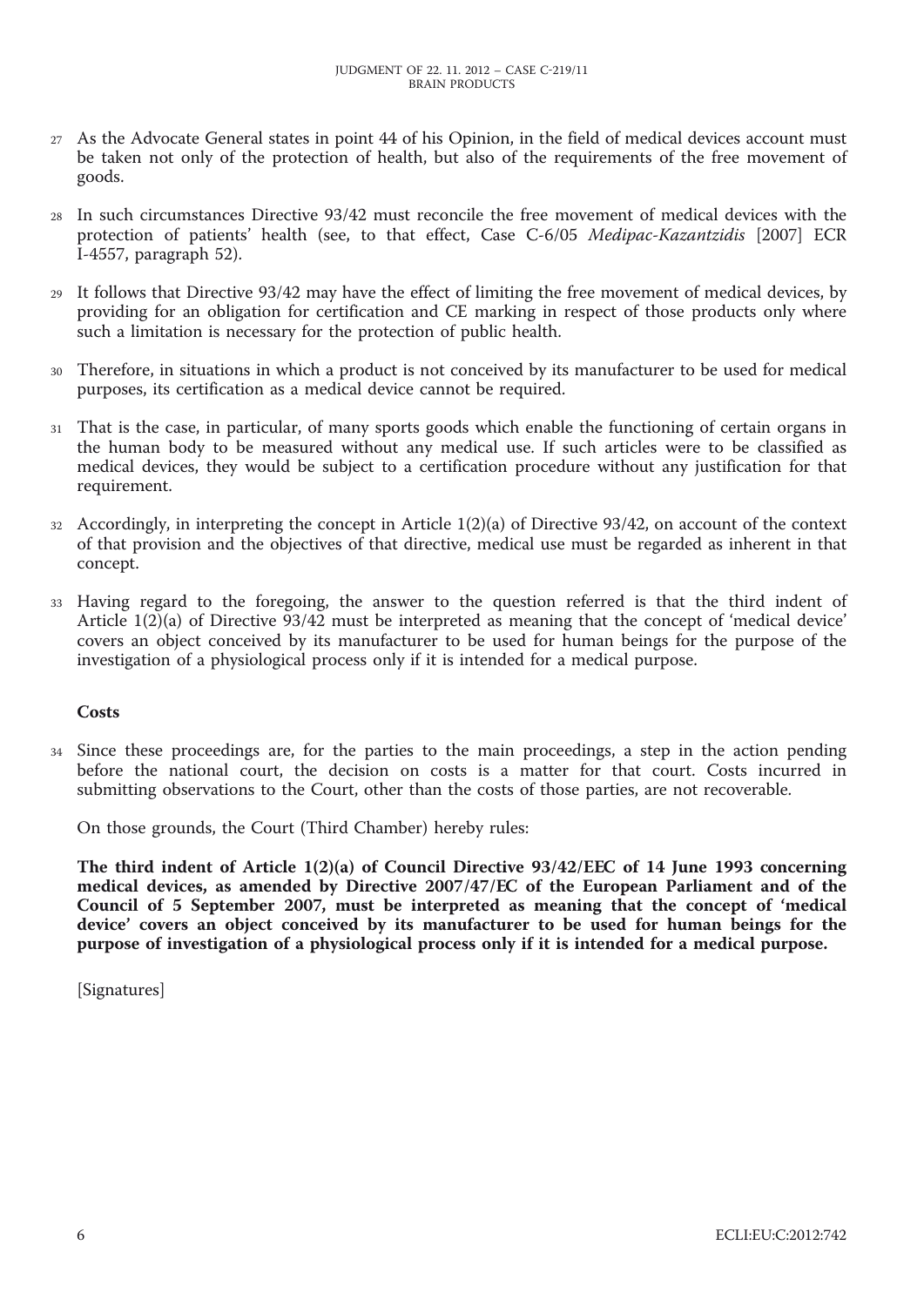27 As the Advocate General states in point 44 of his Opinion, in the field of medical devices account must be taken not only of the protection of health, but also of the requirements of the free movement of goods.

28 In such circumstances Directive 93/42 must reconcile the free movement of medical devices with the protection of patients' health (see, to that effect, Case C-6/05 *Medipac-Kazantzidis* [2007] ECR I-4557, paragraph 52).

29 It follows that Directive 93/42 may have the effect of limiting the free movement of medical devices, by providing for an obligation for certification and CE marking in respect of those products only where such a limitation is necessary for the protection of public health.

30 Therefore, in situations in which a product is not conceived by its manufacturer to be used for medical purposes, its certification as a medical device cannot be required.

31 That is the case, in particular, of many sports goods which enable the functioning of certain organs in the human body to be measured without any medical use. If such articles were to be classified as medical devices, they would be subject to a certification procedure without any justification for that requirement.

32 Accordingly, in interpreting the concept in Article 1(2)(a) of Directive 93/42, on account of the context of that provision and the objectives of that directive, medical use must be regarded as inherent in that concept.

33 Having regard to the foregoing, the answer to the question referred is that the third indent of Article 1(2)(a) of Directive 93/42 must be interpreted as meaning that the concept of 'medical device' covers an object conceived by its manufacturer to be used for human beings for the purpose of the investigation of a physiological process only if it is intended for a medical purpose.

## Costs

34 Since these proceedings are, for the parties to the main proceedings, a step in the action pending before the national court, the decision on costs is a matter for that court. Costs incurred in submitting observations to the Court, other than the costs of those parties, are not recoverable.

On those grounds, the Court (Third Chamber) hereby rules:

**The third indent of Article 1(2)(a) of Council Directive 93/42/EEC of 14 June 1993 concerning medical devices, as amended by Directive 2007/47/EC of the European Parliament and of the Council of 5 September 2007, must be interpreted as meaning that the concept of 'medical device' covers an object conceived by its manufacturer to be used for human beings for the purpose of investigation of a physiological process only if it is intended for a medical purpose.**

[Signatures]